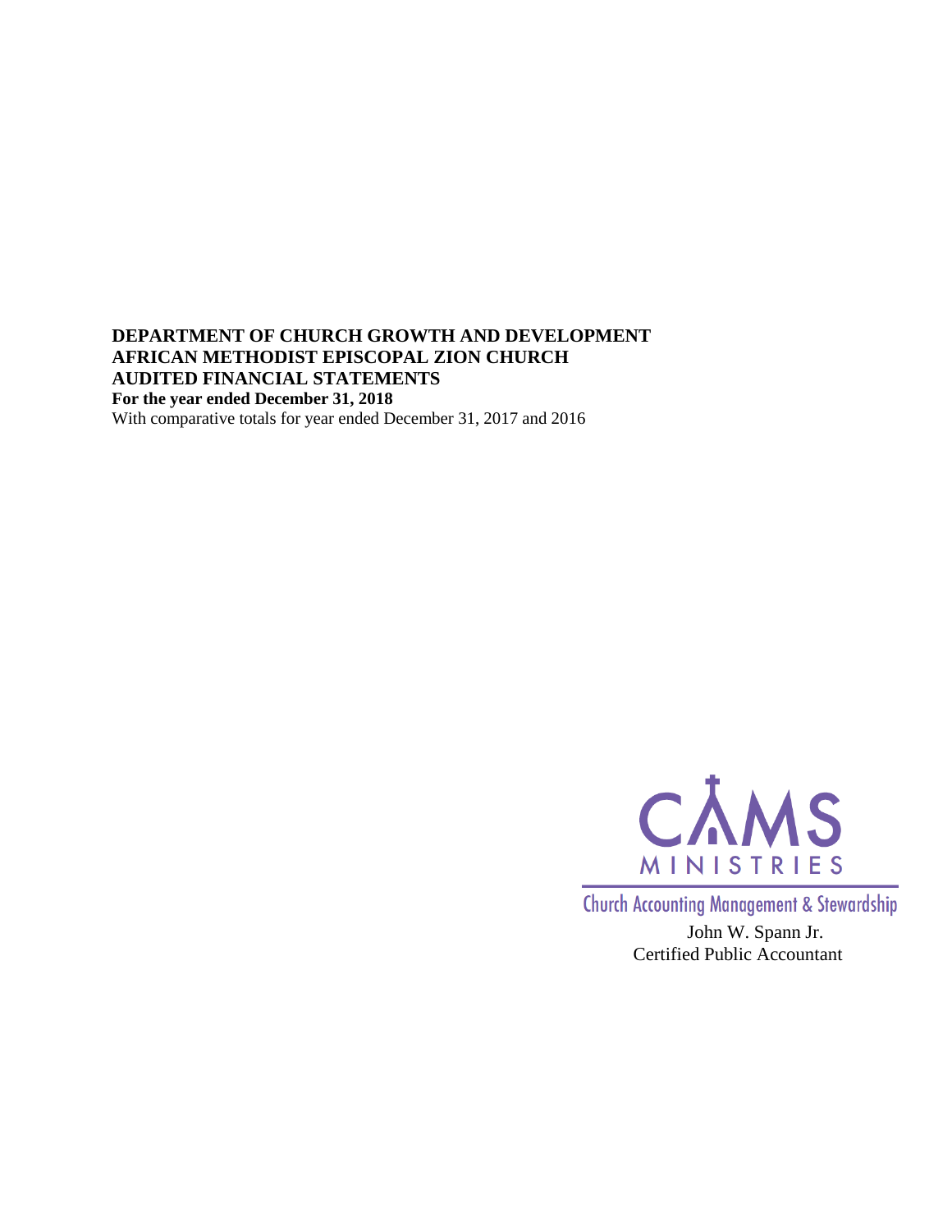**DEPARTMENT OF CHURCH GROWTH AND DEVELOPMENT**
**AFRICAN METHODIST EPISCOPAL ZION CHURCH**
**AUDITED FINANCIAL STATEMENTS**
**For the year ended December 31, 2018**
With comparative totals for year ended December 31, 2017 and 2016

CAMS
MINISTRIES

Church Accounting Management & Stewardship

John W. Spann Jr.
Certified Public Accountant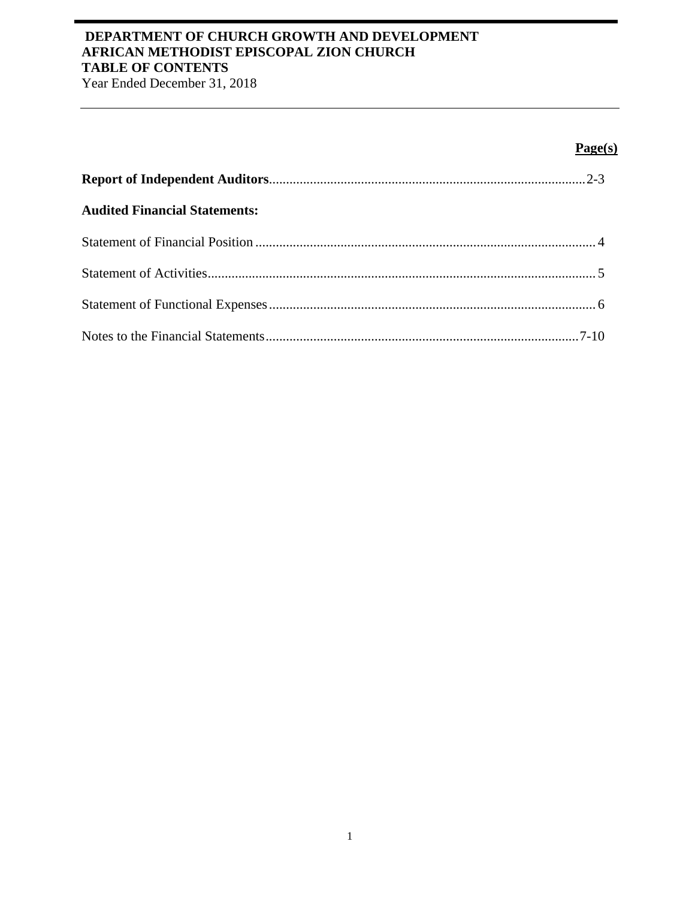**DEPARTMENT OF CHURCH GROWTH AND DEVELOPMENT**
**AFRICAN METHODIST EPISCOPAL ZION CHURCH**
**TABLE OF CONTENTS**
Year Ended December 31, 2018

| | Page(s) |
|---|---|
| **Report of Independent Auditors** | 2-3 |
| **Audited Financial Statements:** | |
| Statement of Financial Position | 4 |
| Statement of Activities | 5 |
| Statement of Functional Expenses | 6 |
| Notes to the Financial Statements | 7-10 |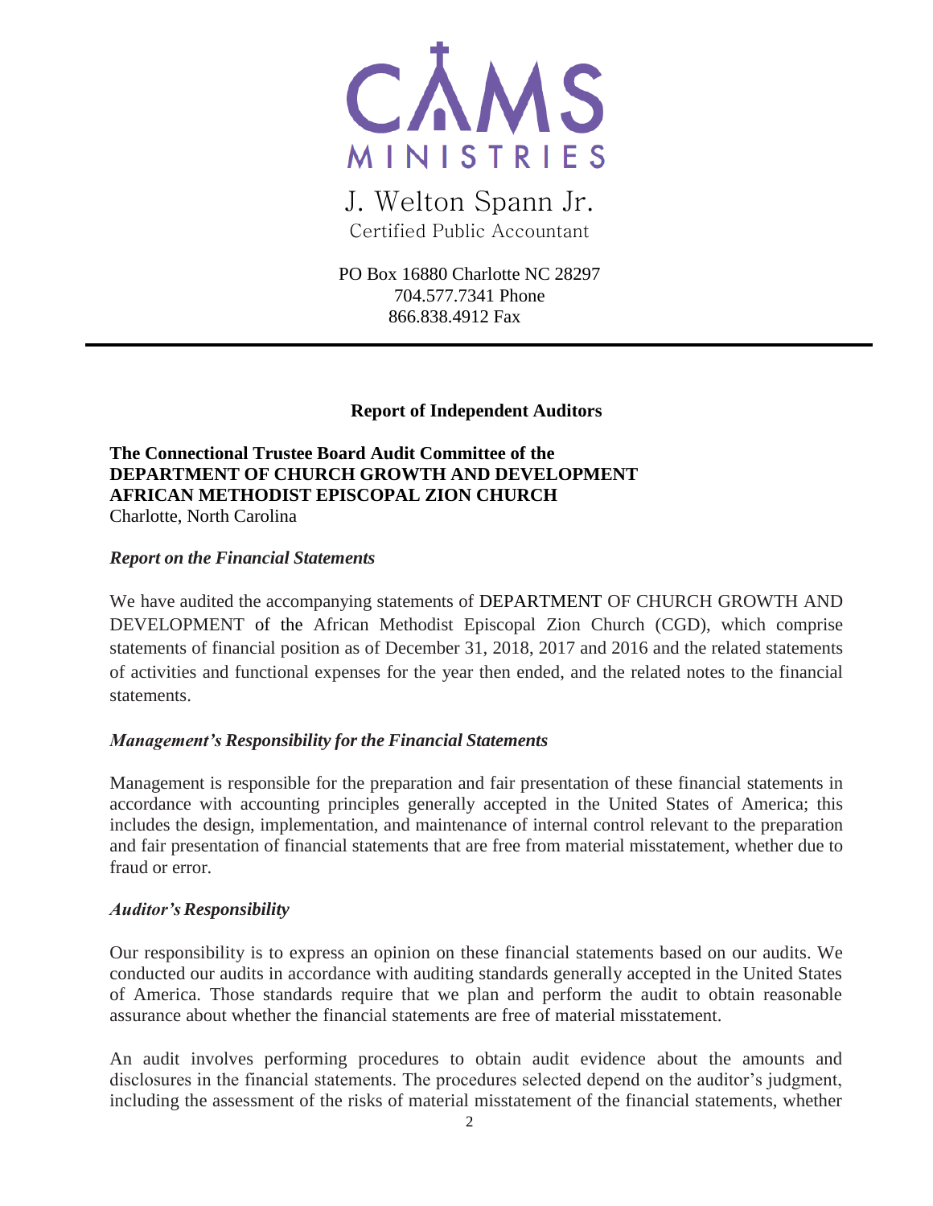CAMS MINISTRIES

J. Welton Spann Jr.
Certified Public Accountant

PO Box 16880 Charlotte NC 28297
704.577.7341 Phone
866.838.4912 Fax

---

## Report of Independent Auditors

**The Connectional Trustee Board Audit Committee of the**
**DEPARTMENT OF CHURCH GROWTH AND DEVELOPMENT**
**AFRICAN METHODIST EPISCOPAL ZION CHURCH**
Charlotte, North Carolina

### *Report on the Financial Statements*

We have audited the accompanying statements of DEPARTMENT OF CHURCH GROWTH AND DEVELOPMENT of the African Methodist Episcopal Zion Church (CGD), which comprise statements of financial position as of December 31, 2018, 2017 and 2016 and the related statements of activities and functional expenses for the year then ended, and the related notes to the financial statements.

### *Management's Responsibility for the Financial Statements*

Management is responsible for the preparation and fair presentation of these financial statements in accordance with accounting principles generally accepted in the United States of America; this includes the design, implementation, and maintenance of internal control relevant to the preparation and fair presentation of financial statements that are free from material misstatement, whether due to fraud or error.

### *Auditor's Responsibility*

Our responsibility is to express an opinion on these financial statements based on our audits. We conducted our audits in accordance with auditing standards generally accepted in the United States of America. Those standards require that we plan and perform the audit to obtain reasonable assurance about whether the financial statements are free of material misstatement.

An audit involves performing procedures to obtain audit evidence about the amounts and disclosures in the financial statements. The procedures selected depend on the auditor's judgment, including the assessment of the risks of material misstatement of the financial statements, whether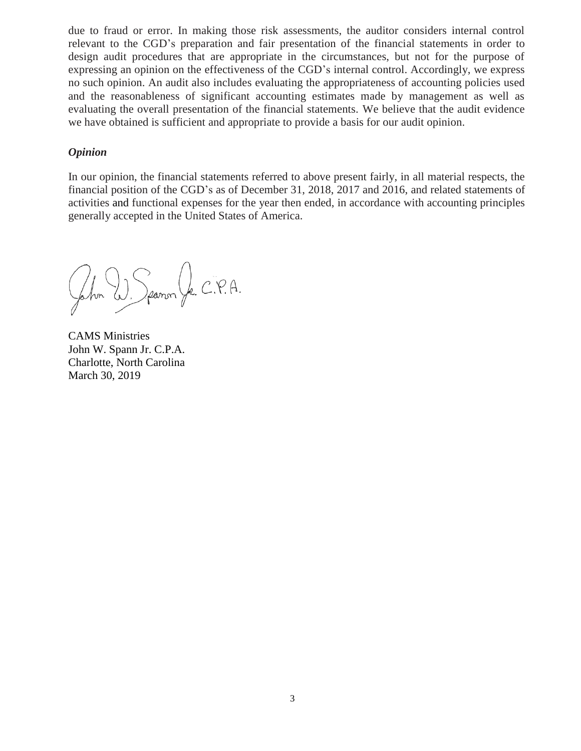due to fraud or error. In making those risk assessments, the auditor considers internal control relevant to the CGD's preparation and fair presentation of the financial statements in order to design audit procedures that are appropriate in the circumstances, but not for the purpose of expressing an opinion on the effectiveness of the CGD's internal control. Accordingly, we express no such opinion. An audit also includes evaluating the appropriateness of accounting policies used and the reasonableness of significant accounting estimates made by management as well as evaluating the overall presentation of the financial statements. We believe that the audit evidence we have obtained is sufficient and appropriate to provide a basis for our audit opinion.

***Opinion***

In our opinion, the financial statements referred to above present fairly, in all material respects, the financial position of the CGD's as of December 31, 2018, 2017 and 2016, and related statements of activities and functional expenses for the year then ended, in accordance with accounting principles generally accepted in the United States of America.

John W. Spann Jr. C.P.A.

CAMS Ministries
John W. Spann Jr. C.P.A.
Charlotte, North Carolina
March 30, 2019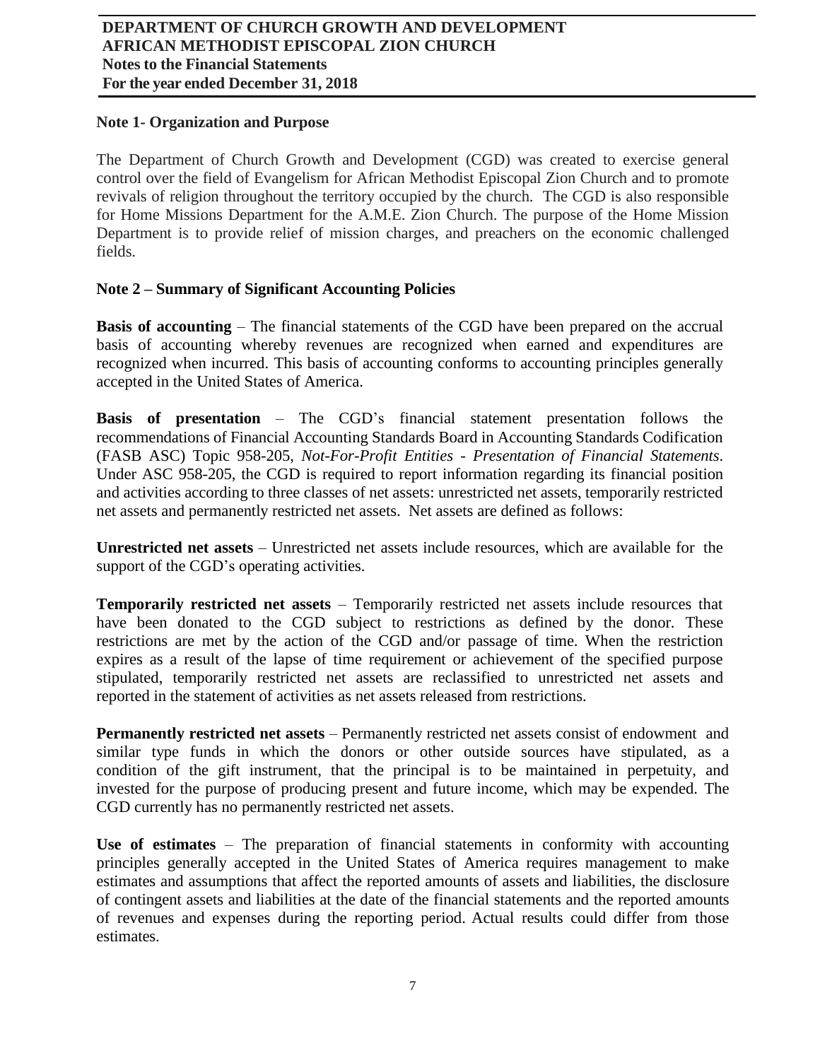**DEPARTMENT OF CHURCH GROWTH AND DEVELOPMENT**
**AFRICAN METHODIST EPISCOPAL ZION CHURCH**
**Notes to the Financial Statements**
**For the year ended December 31, 2018**

## Note 1- Organization and Purpose

The Department of Church Growth and Development (CGD) was created to exercise general control over the field of Evangelism for African Methodist Episcopal Zion Church and to promote revivals of religion throughout the territory occupied by the church. The CGD is also responsible for Home Missions Department for the A.M.E. Zion Church. The purpose of the Home Mission Department is to provide relief of mission charges, and preachers on the economic challenged fields.

## Note 2 – Summary of Significant Accounting Policies

**Basis of accounting** – The financial statements of the CGD have been prepared on the accrual basis of accounting whereby revenues are recognized when earned and expenditures are recognized when incurred. This basis of accounting conforms to accounting principles generally accepted in the United States of America.

**Basis of presentation** – The CGD's financial statement presentation follows the recommendations of Financial Accounting Standards Board in Accounting Standards Codification (FASB ASC) Topic 958-205, *Not-For-Profit Entities - Presentation of Financial Statements*. Under ASC 958-205, the CGD is required to report information regarding its financial position and activities according to three classes of net assets: unrestricted net assets, temporarily restricted net assets and permanently restricted net assets. Net assets are defined as follows:

**Unrestricted net assets** – Unrestricted net assets include resources, which are available for the support of the CGD's operating activities.

**Temporarily restricted net assets** – Temporarily restricted net assets include resources that have been donated to the CGD subject to restrictions as defined by the donor. These restrictions are met by the action of the CGD and/or passage of time. When the restriction expires as a result of the lapse of time requirement or achievement of the specified purpose stipulated, temporarily restricted net assets are reclassified to unrestricted net assets and reported in the statement of activities as net assets released from restrictions.

**Permanently restricted net assets** – Permanently restricted net assets consist of endowment and similar type funds in which the donors or other outside sources have stipulated, as a condition of the gift instrument, that the principal is to be maintained in perpetuity, and invested for the purpose of producing present and future income, which may be expended. The CGD currently has no permanently restricted net assets.

**Use of estimates** – The preparation of financial statements in conformity with accounting principles generally accepted in the United States of America requires management to make estimates and assumptions that affect the reported amounts of assets and liabilities, the disclosure of contingent assets and liabilities at the date of the financial statements and the reported amounts of revenues and expenses during the reporting period. Actual results could differ from those estimates.